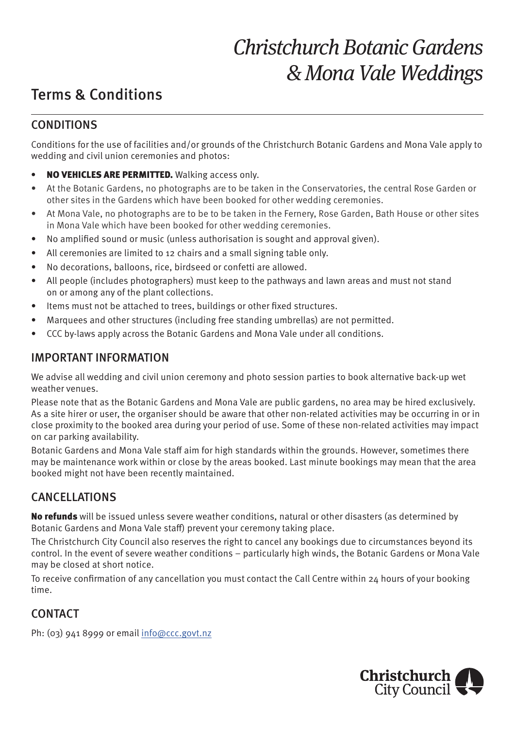# *Christchurch Botanic Gardens & Mona Vale Weddings*

## Terms & Conditions

### CONDITIONS

Conditions for the use of facilities and/or grounds of the Christchurch Botanic Gardens and Mona Vale apply to wedding and civil union ceremonies and photos:

- **NO VEHICLES ARE PERMITTED.** Walking access only.
- At the Botanic Gardens, no photographs are to be taken in the Conservatories, the central Rose Garden or other sites in the Gardens which have been booked for other wedding ceremonies.
- At Mona Vale, no photographs are to be to be taken in the Fernery, Rose Garden, Bath House or other sites in Mona Vale which have been booked for other wedding ceremonies.
- No amplified sound or music (unless authorisation is sought and approval given).
- All ceremonies are limited to 12 chairs and a small signing table only.
- No decorations, balloons, rice, birdseed or confetti are allowed.
- All people (includes photographers) must keep to the pathways and lawn areas and must not stand on or among any of the plant collections.
- Items must not be attached to trees, buildings or other fixed structures.
- Marquees and other structures (including free standing umbrellas) are not permitted.
- CCC by-laws apply across the Botanic Gardens and Mona Vale under all conditions.

### IMPORTANT INFORMATION

We advise all wedding and civil union ceremony and photo session parties to book alternative back-up wet weather venues.

Please note that as the Botanic Gardens and Mona Vale are public gardens, no area may be hired exclusively. As a site hirer or user, the organiser should be aware that other non-related activities may be occurring in or in close proximity to the booked area during your period of use. Some of these non-related activities may impact on car parking availability.

Botanic Gardens and Mona Vale staff aim for high standards within the grounds. However, sometimes there may be maintenance work within or close by the areas booked. Last minute bookings may mean that the area booked might not have been recently maintained.

### CANCELLATIONS

**No refunds** will be issued unless severe weather conditions, natural or other disasters (as determined by Botanic Gardens and Mona Vale staff) prevent your ceremony taking place.

The Christchurch City Council also reserves the right to cancel any bookings due to circumstances beyond its control. In the event of severe weather conditions – particularly high winds, the Botanic Gardens or Mona Vale may be closed at short notice.

To receive confirmation of any cancellation you must contact the Call Centre within 24 hours of your booking time.

### CONTACT

Ph: (03) 941 8999 or email info@ccc.govt.nz

Christchurch City Council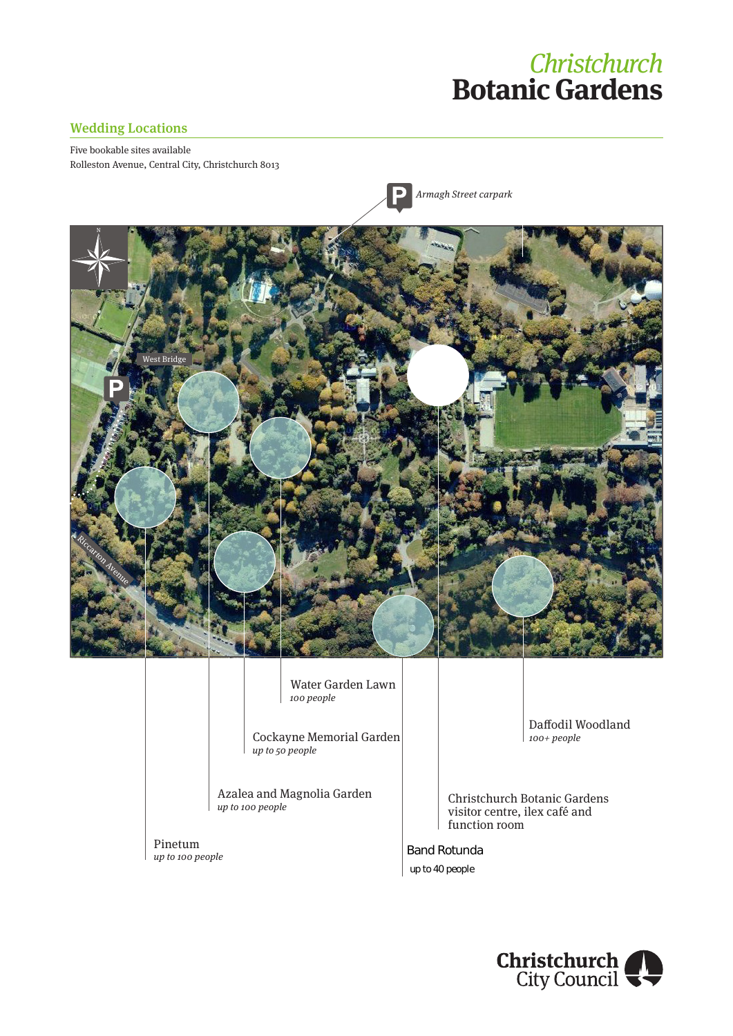# Christchurch Botanic Gardens

## Wedding Locations

Five bookable sites available
Rolleston Avenue, Central City, Christchurch 8013

*Armagh Street carpark*

West Bridge

Riccarton Avenue

Water Garden Lawn
*100 people*

Cockayne Memorial Garden
*up to 50 people*

Daffodil Woodland
*100+ people*

Azalea and Magnolia Garden
*up to 100 people*

Christchurch Botanic Gardens visitor centre, ilex café and function room

Pinetum
*up to 100 people*

Band Rotunda
up to 40 people

Christchurch City Council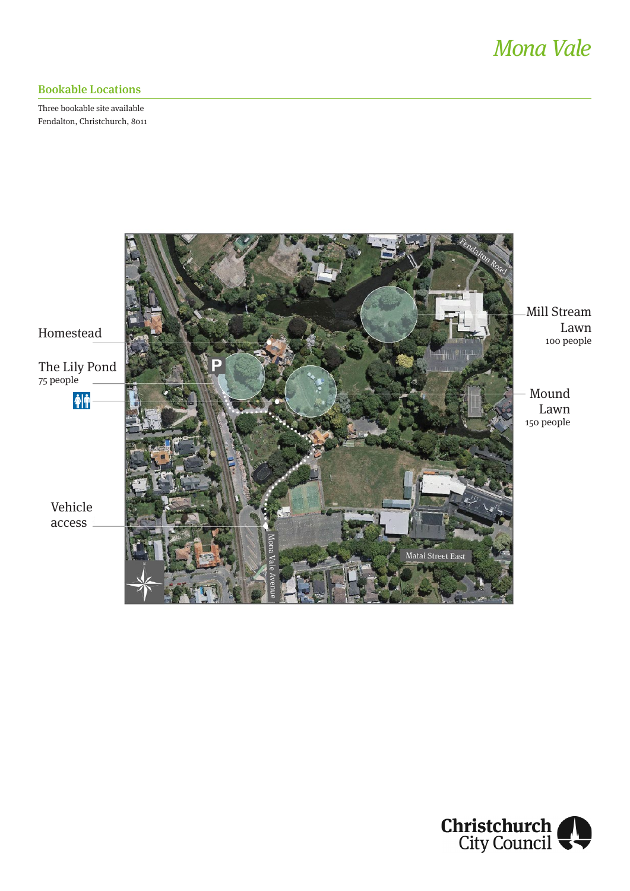# Mona Vale

## Bookable Locations

Three bookable site available
Fendalton, Christchurch, 8011

Homestead

The Lily Pond
75 people

Vehicle access

Mill Stream Lawn
100 people

Mound Lawn
150 people

Fendalton Road

Mona Vale Avenue

Matai Street East

P

Christchurch City Council